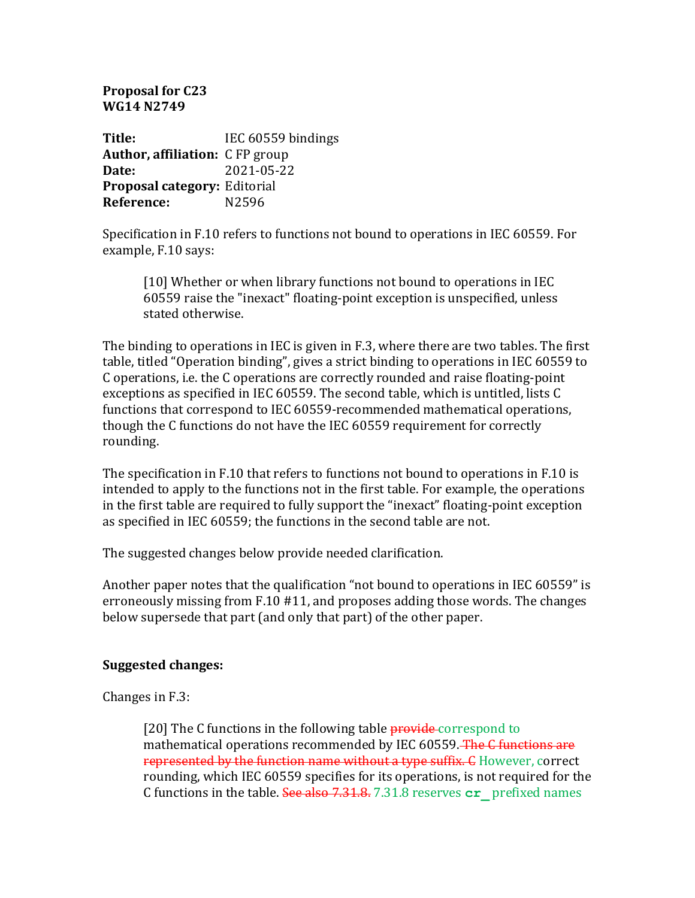**Proposal for C23**
**WG14 N2749**

| | |
|---|---|
| **Title:** | IEC 60559 bindings |
| **Author, affiliation:** | C FP group |
| **Date:** | 2021-05-22 |
| **Proposal category:** | Editorial |
| **Reference:** | N2596 |

Specification in F.10 refers to functions not bound to operations in IEC 60559. For example, F.10 says:

> [10] Whether or when library functions not bound to operations in IEC 60559 raise the "inexact" floating-point exception is unspecified, unless stated otherwise.

The binding to operations in IEC is given in F.3, where there are two tables. The first table, titled "Operation binding", gives a strict binding to operations in IEC 60559 to C operations, i.e. the C operations are correctly rounded and raise floating-point exceptions as specified in IEC 60559. The second table, which is untitled, lists C functions that correspond to IEC 60559-recommended mathematical operations, though the C functions do not have the IEC 60559 requirement for correctly rounding.

The specification in F.10 that refers to functions not bound to operations in F.10 is intended to apply to the functions not in the first table. For example, the operations in the first table are required to fully support the "inexact" floating-point exception as specified in IEC 60559; the functions in the second table are not.

The suggested changes below provide needed clarification.

Another paper notes that the qualification "not bound to operations in IEC 60559" is erroneously missing from F.10 #11, and proposes adding those words. The changes below supersede that part (and only that part) of the other paper.

**Suggested changes:**

Changes in F.3:

> [20] The C functions in the following table ~~provide~~ correspond to mathematical operations recommended by IEC 60559. ~~The C functions are represented by the function name without a type suffix. C~~ However, correct rounding, which IEC 60559 specifies for its operations, is not required for the C functions in the table. ~~See also 7.31.8.~~ 7.31.8 reserves **`cr_`** prefixed names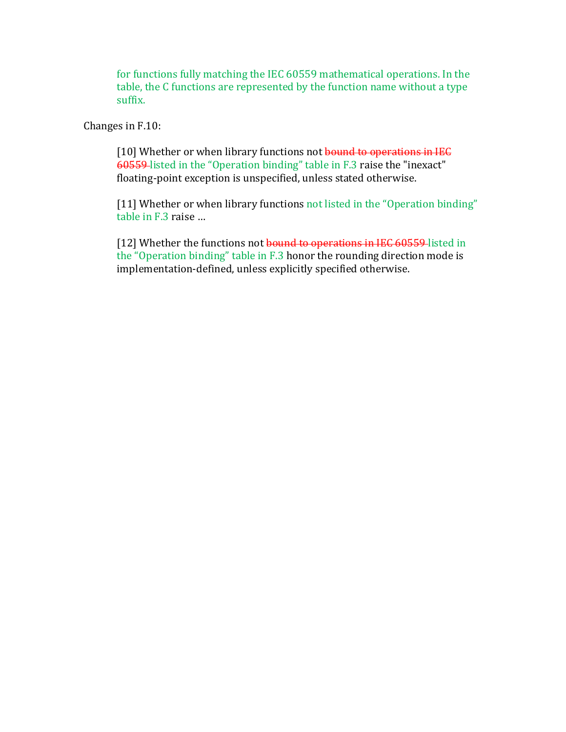for functions fully matching the IEC 60559 mathematical operations. In the table, the C functions are represented by the function name without a type suffix.

Changes in F.10:

[10] Whether or when library functions not ~~bound to operations in IEC 60559~~ listed in the "Operation binding" table in F.3 raise the "inexact" floating-point exception is unspecified, unless stated otherwise.

[11] Whether or when library functions not listed in the "Operation binding" table in F.3 raise …

[12] Whether the functions not ~~bound to operations in IEC 60559~~ listed in the "Operation binding" table in F.3 honor the rounding direction mode is implementation-defined, unless explicitly specified otherwise.